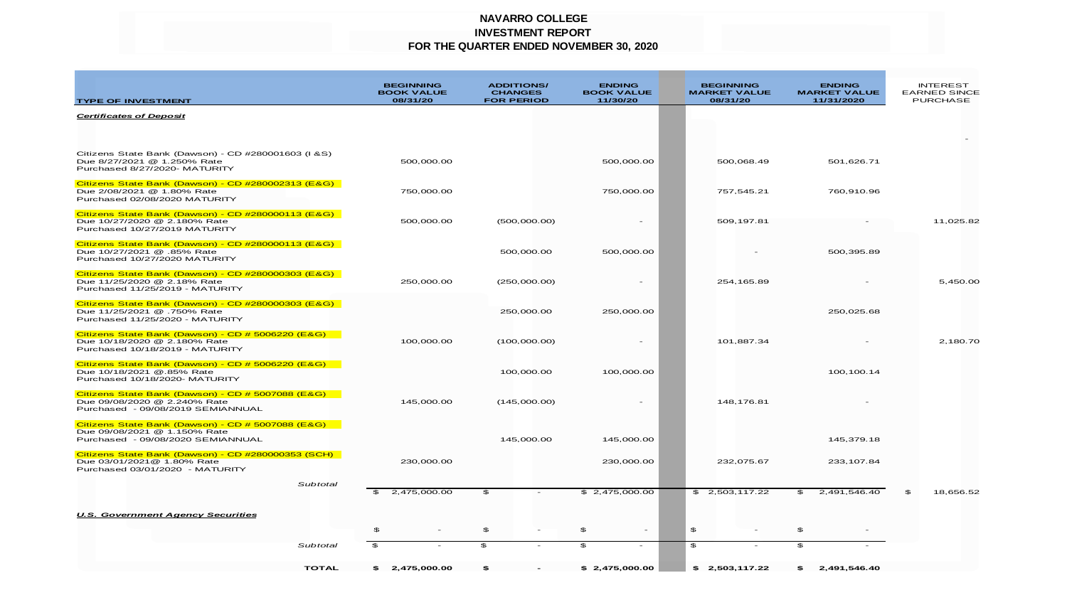# NAVARRO COLLEGE
## INVESTMENT REPORT
## FOR THE QUARTER ENDED NOVEMBER 30, 2020

| TYPE OF INVESTMENT | BEGINNING BOOK VALUE 08/31/20 | ADDITIONS/ CHANGES FOR PERIOD | ENDING BOOK VALUE 11/30/20 | BEGINNING MARKET VALUE 08/31/20 | ENDING MARKET VALUE 11/31/2020 | INTEREST EARNED SINCE PURCHASE |
|---|---|---|---|---|---|---|
| ***Certificates of Deposit*** | | | | | | |
| | | | | | | - |
| Citizens State Bank (Dawson) - CD #280001603 (I &S) Due 8/27/2021 @ 1.250% Rate Purchased 8/27/2020- MATURITY | 500,000.00 | | 500,000.00 | 500,068.49 | 501,626.71 | |
| Citizens State Bank (Dawson) - CD #280002313 (E&G) Due 2/08/2021 @ 1.80% Rate Purchased 02/08/2020 MATURITY | 750,000.00 | | 750,000.00 | 757,545.21 | 760,910.96 | |
| Citizens State Bank (Dawson) - CD #280000113 (E&G) Due 10/27/2020 @ 2.180% Rate Purchased 10/27/2019 MATURITY | 500,000.00 | (500,000.00) | - | 509,197.81 | - | 11,025.82 |
| Citizens State Bank (Dawson) - CD #280000113 (E&G) Due 10/27/2021 @ .85% Rate Purchased 10/27/2020 MATURITY | | 500,000.00 | 500,000.00 | - | 500,395.89 | |
| Citizens State Bank (Dawson) - CD #280000303 (E&G) Due 11/25/2020 @ 2.18% Rate Purchased 11/25/2019 - MATURITY | 250,000.00 | (250,000.00) | - | 254,165.89 | - | 5,450.00 |
| Citizens State Bank (Dawson) - CD #280000303 (E&G) Due 11/25/2021 @ .750% Rate Purchased 11/25/2020 - MATURITY | | 250,000.00 | 250,000.00 | | 250,025.68 | |
| Citizens State Bank (Dawson) - CD # 5006220 (E&G) Due 10/18/2020 @ 2.180% Rate Purchased 10/18/2019 - MATURITY | 100,000.00 | (100,000.00) | - | 101,887.34 | - | 2,180.70 |
| Citizens State Bank (Dawson) - CD # 5006220 (E&G) Due 10/18/2021 @.85% Rate Purchased 10/18/2020- MATURITY | | 100,000.00 | 100,000.00 | | 100,100.14 | |
| Citizens State Bank (Dawson) - CD # 5007088 (E&G) Due 09/08/2020 @ 2.240% Rate Purchased - 09/08/2019 SEMIANNUAL | 145,000.00 | (145,000.00) | - | 148,176.81 | - | |
| Citizens State Bank (Dawson) - CD # 5007088 (E&G) Due 09/08/2021 @ 1.150% Rate Purchased - 09/08/2020 SEMIANNUAL | | 145,000.00 | 145,000.00 | | 145,379.18 | |
| Citizens State Bank (Dawson) - CD #280000353 (SCH) Due 03/01/2021@ 1.80% Rate Purchased 03/01/2020 - MATURITY | 230,000.00 | | 230,000.00 | 232,075.67 | 233,107.84 | |
| *Subtotal* | $ 2,475,000.00 | $ - | $ 2,475,000.00 | $ 2,503,117.22 | $ 2,491,546.40 | $ 18,656.52 |
| ***U.S. Government Agency Securities*** | | | | | | |
| | $ - | $ - | $ - | $ - | $ - | |
| *Subtotal* | $ - | $ - | $ - | $ - | $ - | |
| **TOTAL** | **$ 2,475,000.00** | **$ -** | **$ 2,475,000.00** | **$ 2,503,117.22** | **$ 2,491,546.40** | |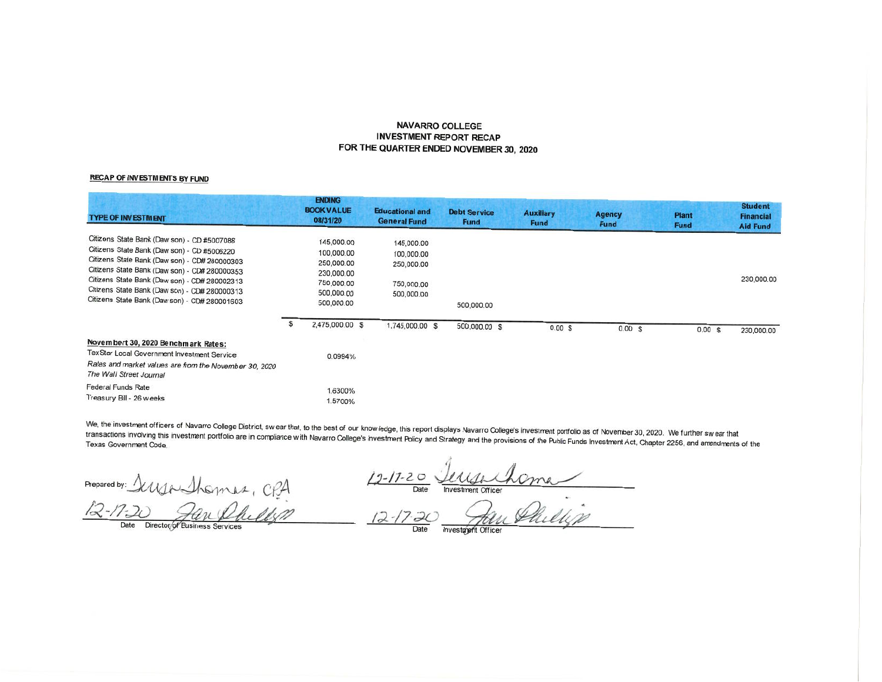**NAVARRO COLLEGE**
**INVESTMENT REPORT RECAP**
**FOR THE QUARTER ENDED NOVEMBER 30, 2020**

**RECAP OF INVESTMENTS BY FUND**

| TYPE OF INVESTMENT | ENDING BOOK VALUE 08/31/20 | Educational and General Fund | Debt Service Fund | Auxiliary Fund | Agency Fund | Plant Fund | Student Financial Aid Fund |
|---|---|---|---|---|---|---|---|
| Citizens State Bank (Dawson) - CD #5007088 | 145,000.00 | 145,000.00 | | | | | |
| Citizens State Bank (Dawson) - CD #5006220 | 100,000.00 | 100,000.00 | | | | | |
| Citizens State Bank (Dawson) - CD# 280000303 | 250,000.00 | 250,000.00 | | | | | |
| Citizens State Bank (Dawson) - CD# 280000353 | 230,000.00 | | | | | | 230,000.00 |
| Citizens State Bank (Dawson) - CD# 280002313 | 750,000.00 | 750,000.00 | | | | | |
| Citizens State Bank (Dawson) - CD# 280000313 | 500,000.00 | 500,000.00 | | | | | |
| Citizens State Bank (Dawson) - CD# 280001603 | 500,000.00 | | 500,000.00 | | | | |
| | $ 2,475,000.00 | $ 1,745,000.00 | $ 500,000.00 | $ 0.00 | $ 0.00 | $ 0.00 | $ 230,000.00 |

**November 30, 2020 Benchmark Rates:**

| | |
|---|---|
| TexStar Local Government Investment Service | 0.0994% |
| *Rates and market values are from the November 30, 2020 The Wall Street Journal* | |
| Federal Funds Rate | 1.6300% |
| Treasury Bill - 26 weeks | 1.5700% |

We, the investment officers of Navarro College District, swear that, to the best of our knowledge, this report displays Navarro College's investment portfolio as of November 30, 2020. We further swear that transactions involving this investment portfolio are in compliance with Navarro College's Investment Policy and Strategy and the provisions of the Public Funds Investment Act, Chapter 2256, and amendments of the Texas Government Code.

Prepared by: Teresa Thomas, CPA

12-17-20 Jan Phillips
Date Director of Business Services

12-17-20 Teresa Thomas
Date Investment Officer

12-17-20 Jan Phillips
Date Investment Officer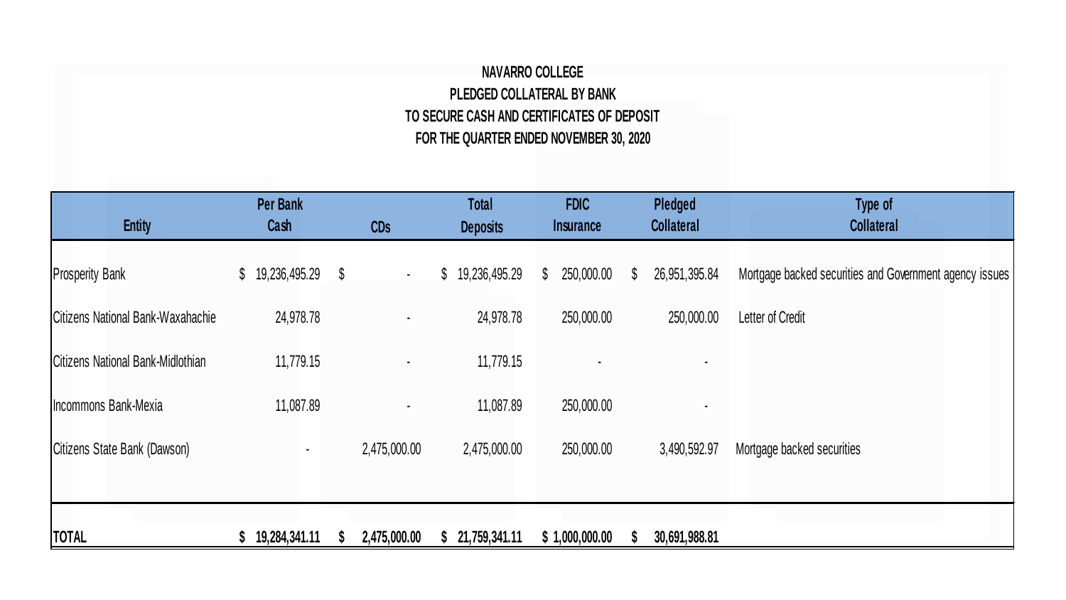**NAVARRO COLLEGE**
**PLEDGED COLLATERAL BY BANK**
**TO SECURE CASH AND CERTIFICATES OF DEPOSIT**
**FOR THE QUARTER ENDED NOVEMBER 30, 2020**

| Entity | Per Bank Cash | CDs | Total Deposits | FDIC Insurance | Pledged Collateral | Type of Collateral |
|---|---|---|---|---|---|---|
| Prosperity Bank | $ 19,236,495.29 | $ - | $ 19,236,495.29 | $ 250,000.00 | $ 26,951,395.84 | Mortgage backed securities and Government agency issues |
| Citizens National Bank-Waxahachie | 24,978.78 | - | 24,978.78 | 250,000.00 | 250,000.00 | Letter of Credit |
| Citizens National Bank-Midlothian | 11,779.15 | - | 11,779.15 | - | - | |
| Incommons Bank-Mexia | 11,087.89 | - | 11,087.89 | 250,000.00 | - | |
| Citizens State Bank (Dawson) | - | 2,475,000.00 | 2,475,000.00 | 250,000.00 | 3,490,592.97 | Mortgage backed securities |
| **TOTAL** | **$ 19,284,341.11** | **$ 2,475,000.00** | **$ 21,759,341.11** | **$ 1,000,000.00** | **$ 30,691,988.81** | |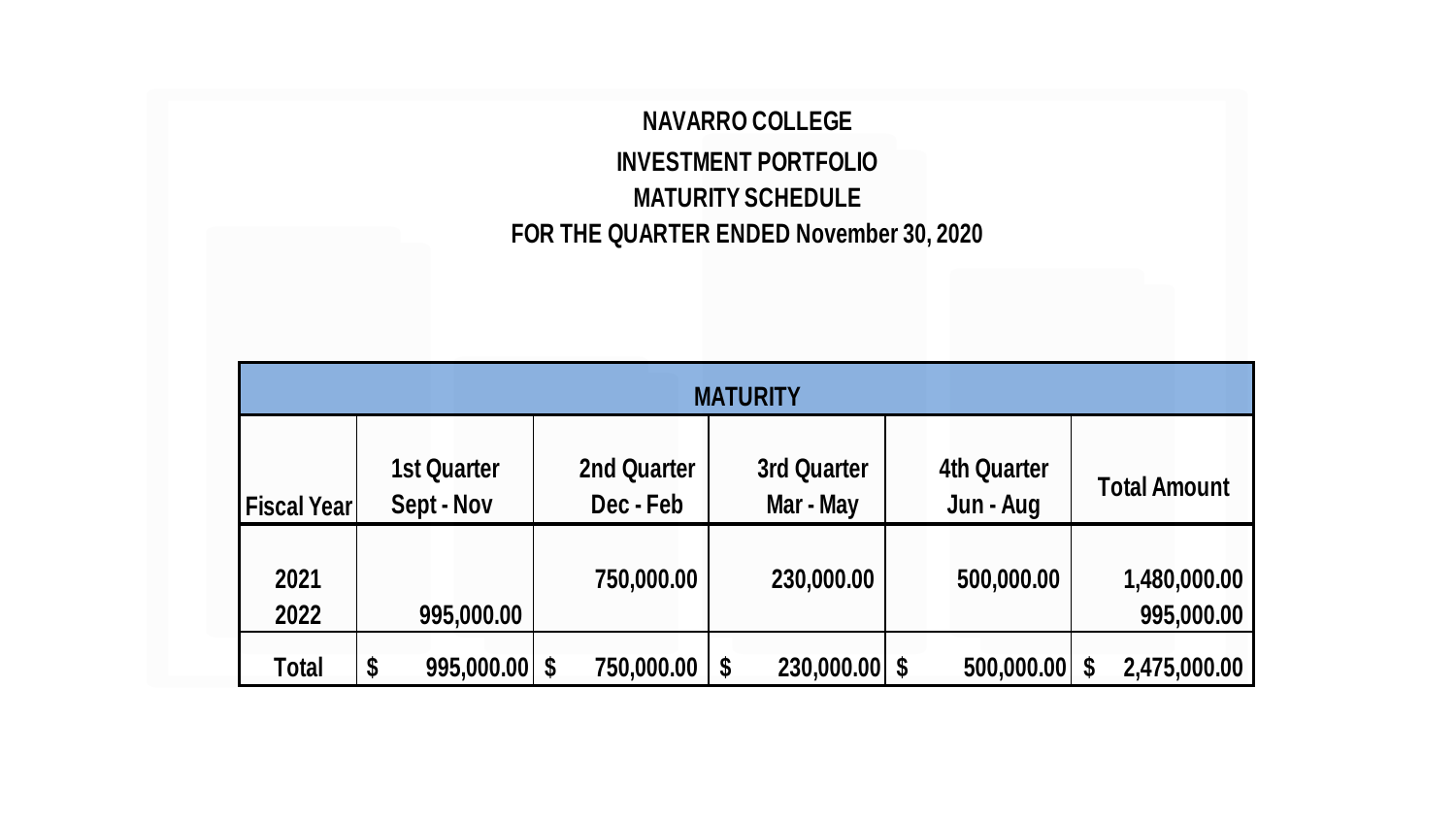**NAVARRO COLLEGE**

**INVESTMENT PORTFOLIO**

**MATURITY SCHEDULE**

**FOR THE QUARTER ENDED November 30, 2020**

| MATURITY | | | | | |
|---|---|---|---|---|---|
| Fiscal Year | 1st Quarter Sept - Nov | 2nd Quarter Dec - Feb | 3rd Quarter Mar - May | 4th Quarter Jun - Aug | Total Amount |
| 2021 | | 750,000.00 | 230,000.00 | 500,000.00 | 1,480,000.00 |
| 2022 | 995,000.00 | | | | 995,000.00 |
| Total | $ 995,000.00 | $ 750,000.00 | $ 230,000.00 | $ 500,000.00 | $ 2,475,000.00 |